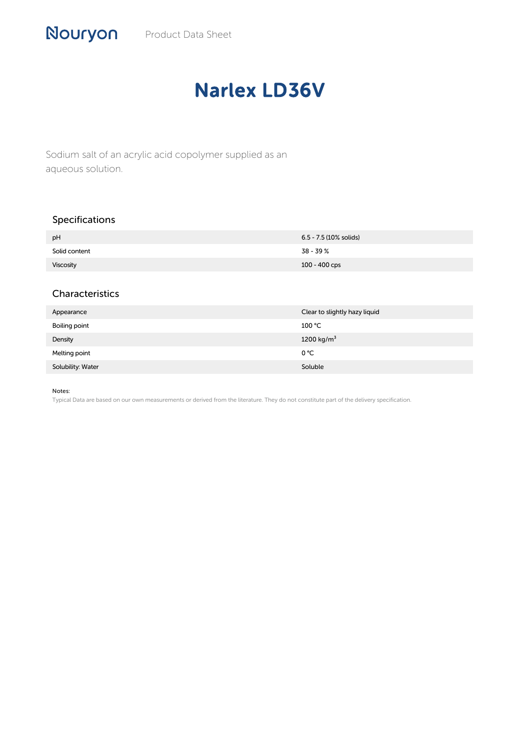# Narlex LD36V

Sodium salt of an acrylic acid copolymer supplied as an aqueous solution.

## Specifications

| | |
|---|---|
| pH | 6.5 - 7.5 (10% solids) |
| Solid content | 38 - 39 % |
| Viscosity | 100 - 400 cps |

## Characteristics

| | |
|---|---|
| Appearance | Clear to slightly hazy liquid |
| Boiling point | 100 °C |
| Density | 1200 $kg/m^3$ |
| Melting point | 0 °C |
| Solubility: Water | Soluble |

Notes:

Typical Data are based on our own measurements or derived from the literature. They do not constitute part of the delivery specification.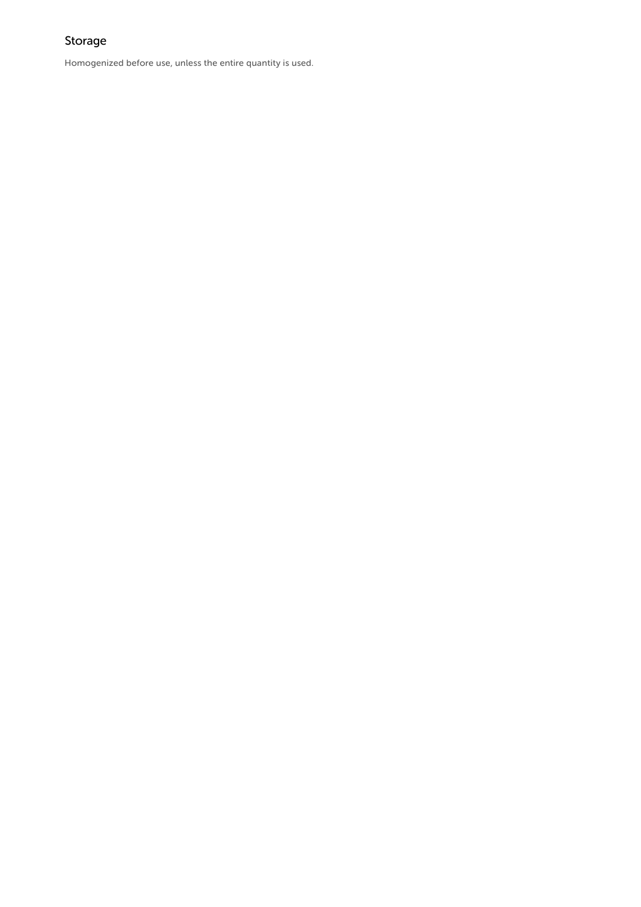## Storage

Homogenized before use, unless the entire quantity is used.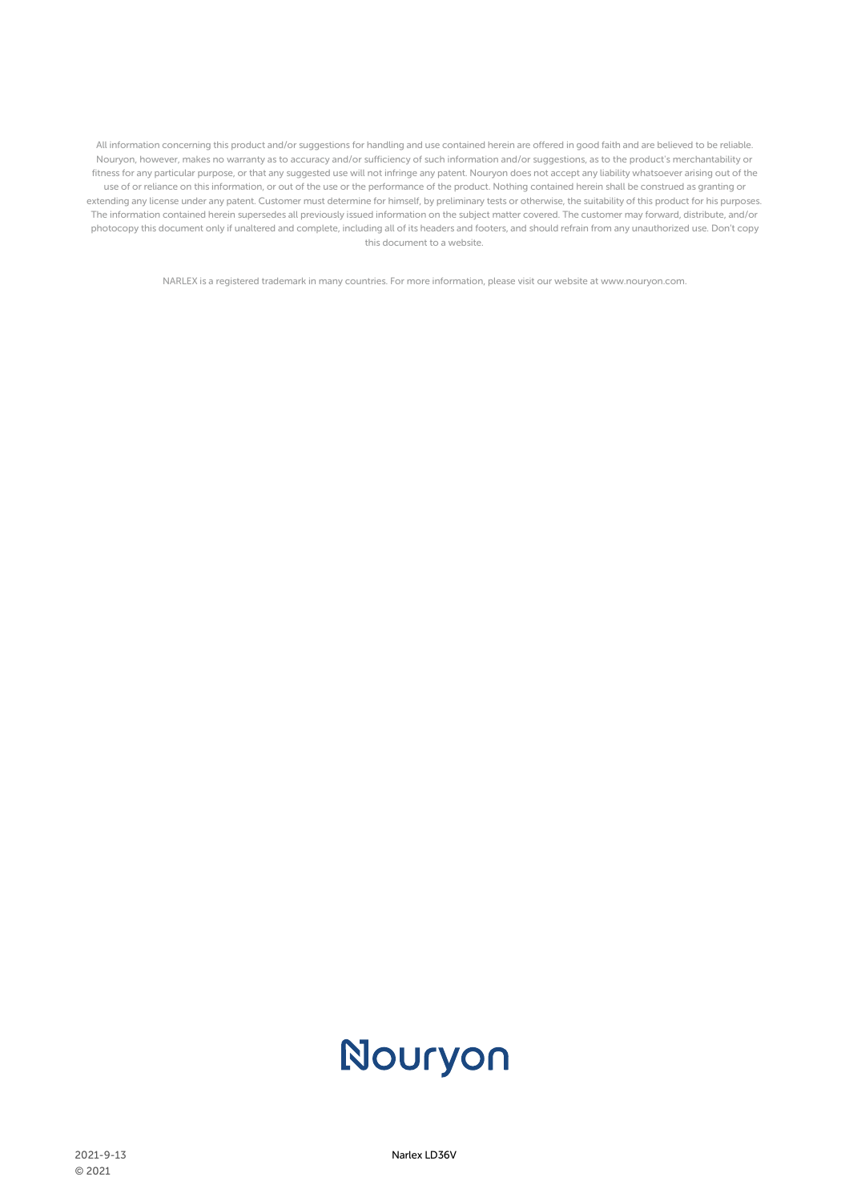All information concerning this product and/or suggestions for handling and use contained herein are offered in good faith and are believed to be reliable. Nouryon, however, makes no warranty as to accuracy and/or sufficiency of such information and/or suggestions, as to the product's merchantability or fitness for any particular purpose, or that any suggested use will not infringe any patent. Nouryon does not accept any liability whatsoever arising out of the use of or reliance on this information, or out of the use or the performance of the product. Nothing contained herein shall be construed as granting or extending any license under any patent. Customer must determine for himself, by preliminary tests or otherwise, the suitability of this product for his purposes. The information contained herein supersedes all previously issued information on the subject matter covered. The customer may forward, distribute, and/or photocopy this document only if unaltered and complete, including all of its headers and footers, and should refrain from any unauthorized use. Don't copy this document to a website.

NARLEX is a registered trademark in many countries. For more information, please visit our website at www.nouryon.com.

Nouryon